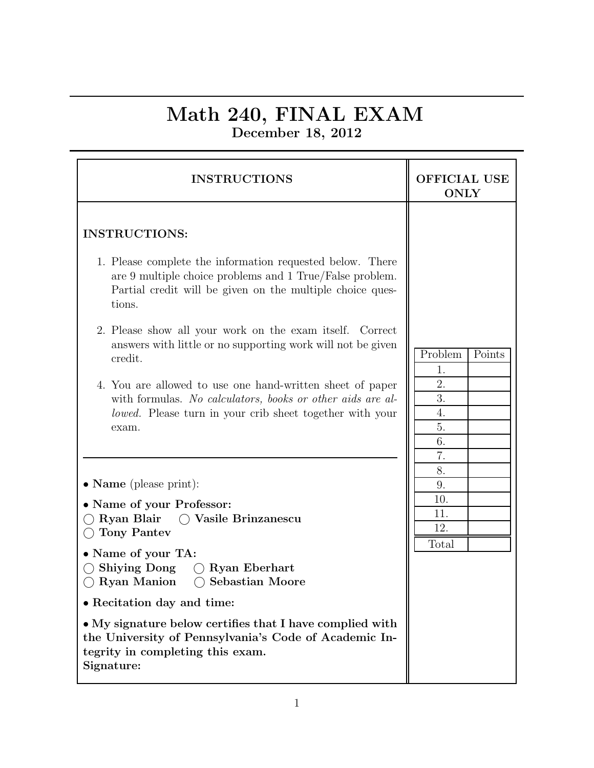# Math 240, FINAL EXAM

**December 18, 2012**

| INSTRUCTIONS | OFFICIAL USE ONLY |
|---|---|

**INSTRUCTIONS:**

1. Please complete the information requested below. There are 9 multiple choice problems and 1 True/False problem. Partial credit will be given on the multiple choice questions.
2. Please show all your work on the exam itself. Correct answers with little or no supporting work will not be given credit.
4. You are allowed to use one hand-written sheet of paper with formulas. *No calculators, books or other aids are allowed.* Please turn in your crib sheet together with your exam.

---

- **Name** (please print):
- **Name of your Professor:**
  ◯ **Ryan Blair** ◯ **Vasile Brinzanescu**
  ◯ **Tony Pantev**
- **Name of your TA:**
  ◯ **Shiying Dong** ◯ **Ryan Eberhart**
  ◯ **Ryan Manion** ◯ **Sebastian Moore**
- **Recitation day and time:**
- **My signature below certifies that I have complied with the University of Pennsylvania's Code of Academic Integrity in completing this exam.**
  **Signature:**

| Problem | Points |
|---|---|
| 1. | |
| 2. | |
| 3. | |
| 4. | |
| 5. | |
| 6. | |
| 7. | |
| 8. | |
| 9. | |
| 10. | |
| 11. | |
| 12. | |
| Total | |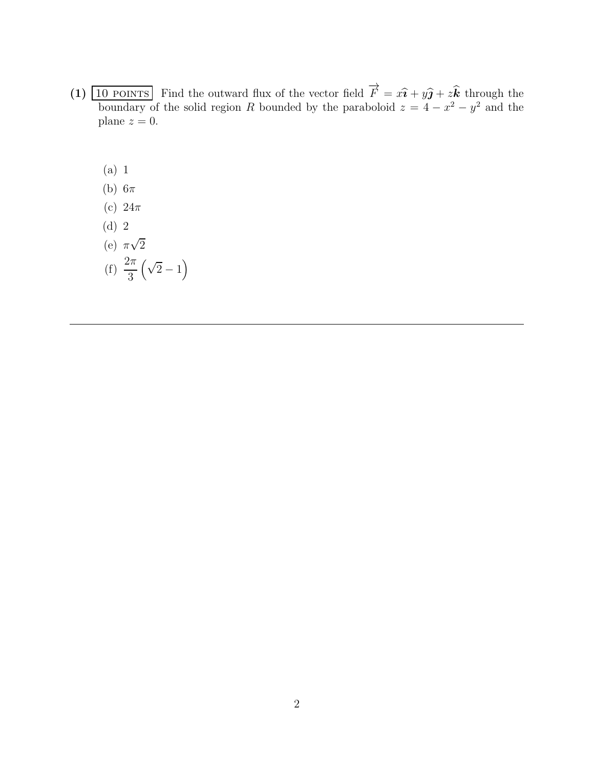**(1)** 10 POINTS Find the outward flux of the vector field $\overrightarrow{F} = x\hat{\boldsymbol{\imath}} + y\hat{\boldsymbol{\jmath}} + z\hat{\boldsymbol{k}}$ through the boundary of the solid region $R$ bounded by the paraboloid $z = 4 - x^2 - y^2$ and the plane $z = 0$.

(a) $1$

(b) $6\pi$

(c) $24\pi$

(d) $2$

(e) $\pi\sqrt{2}$

(f) $\dfrac{2\pi}{3}\left(\sqrt{2} - 1\right)$

---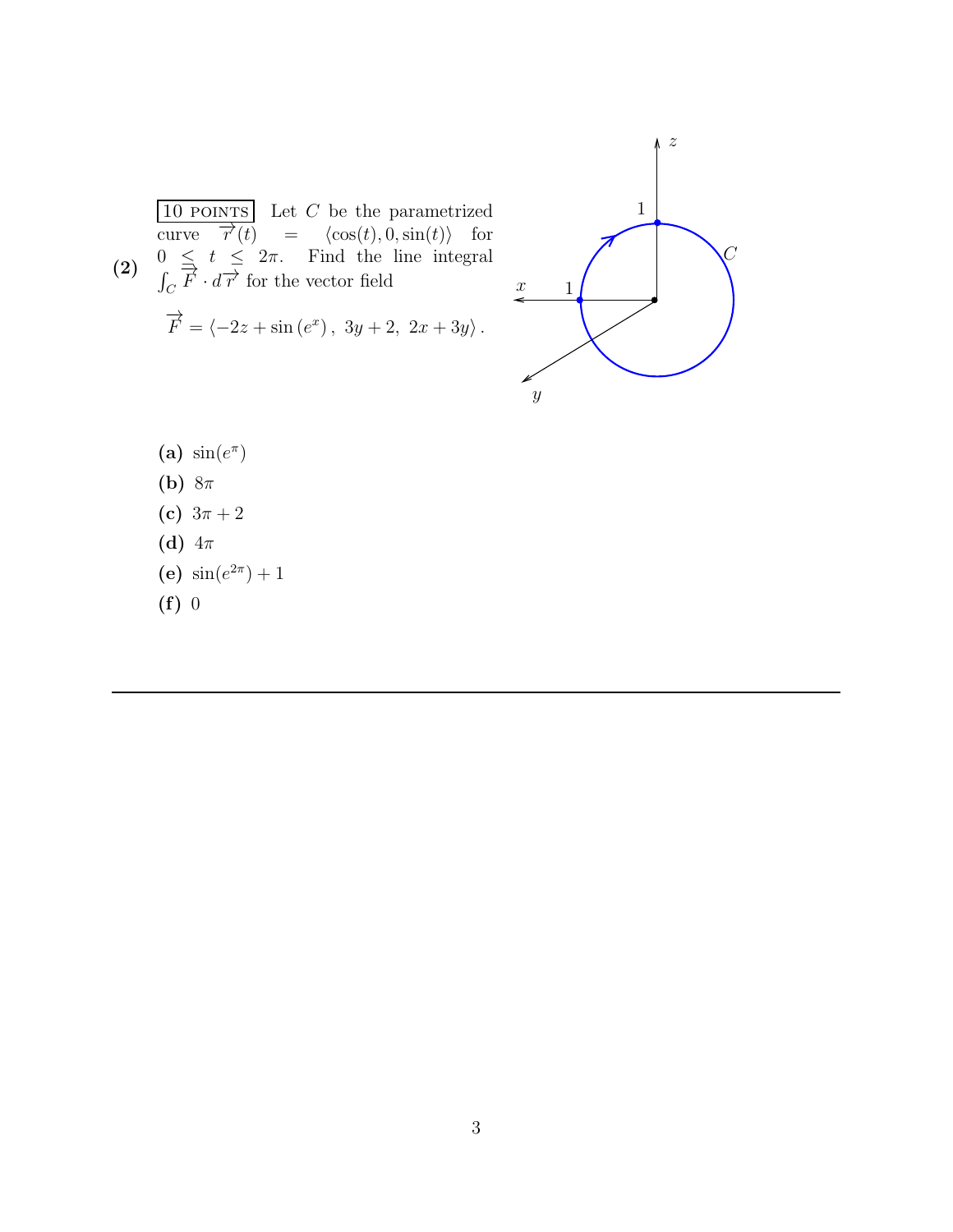**(2)** 10 POINTS Let $C$ be the parametrized curve $\vec{r}(t) = \langle \cos(t), 0, \sin(t) \rangle$ for $0 \leq t \leq 2\pi$. Find the line integral $\int_C \vec{F} \cdot d\vec{r}$ for the vector field

$$\vec{F} = \langle -2z + \sin(e^x),\ 3y + 2,\ 2x + 3y \rangle.$$

z

1

C

x

1

y

**(a)** $\sin(e^\pi)$

**(b)** $8\pi$

**(c)** $3\pi + 2$

**(d)** $4\pi$

**(e)** $\sin(e^{2\pi}) + 1$

**(f)** $0$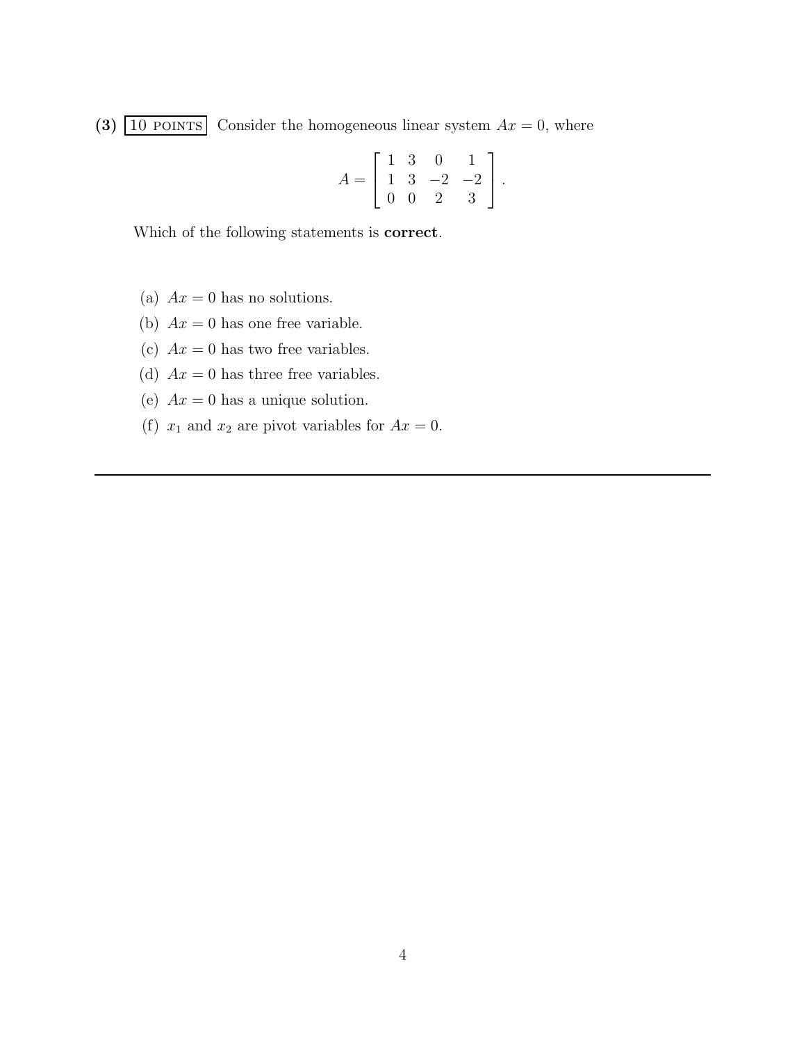**(3)** 10 POINTS Consider the homogeneous linear system $Ax = 0$, where

$$A = \begin{bmatrix} 1 & 3 & 0 & 1 \\ 1 & 3 & -2 & -2 \\ 0 & 0 & 2 & 3 \end{bmatrix}.$$

Which of the following statements is **correct**.

(a) $Ax = 0$ has no solutions.

(b) $Ax = 0$ has one free variable.

(c) $Ax = 0$ has two free variables.

(d) $Ax = 0$ has three free variables.

(e) $Ax = 0$ has a unique solution.

(f) $x_1$ and $x_2$ are pivot variables for $Ax = 0$.

---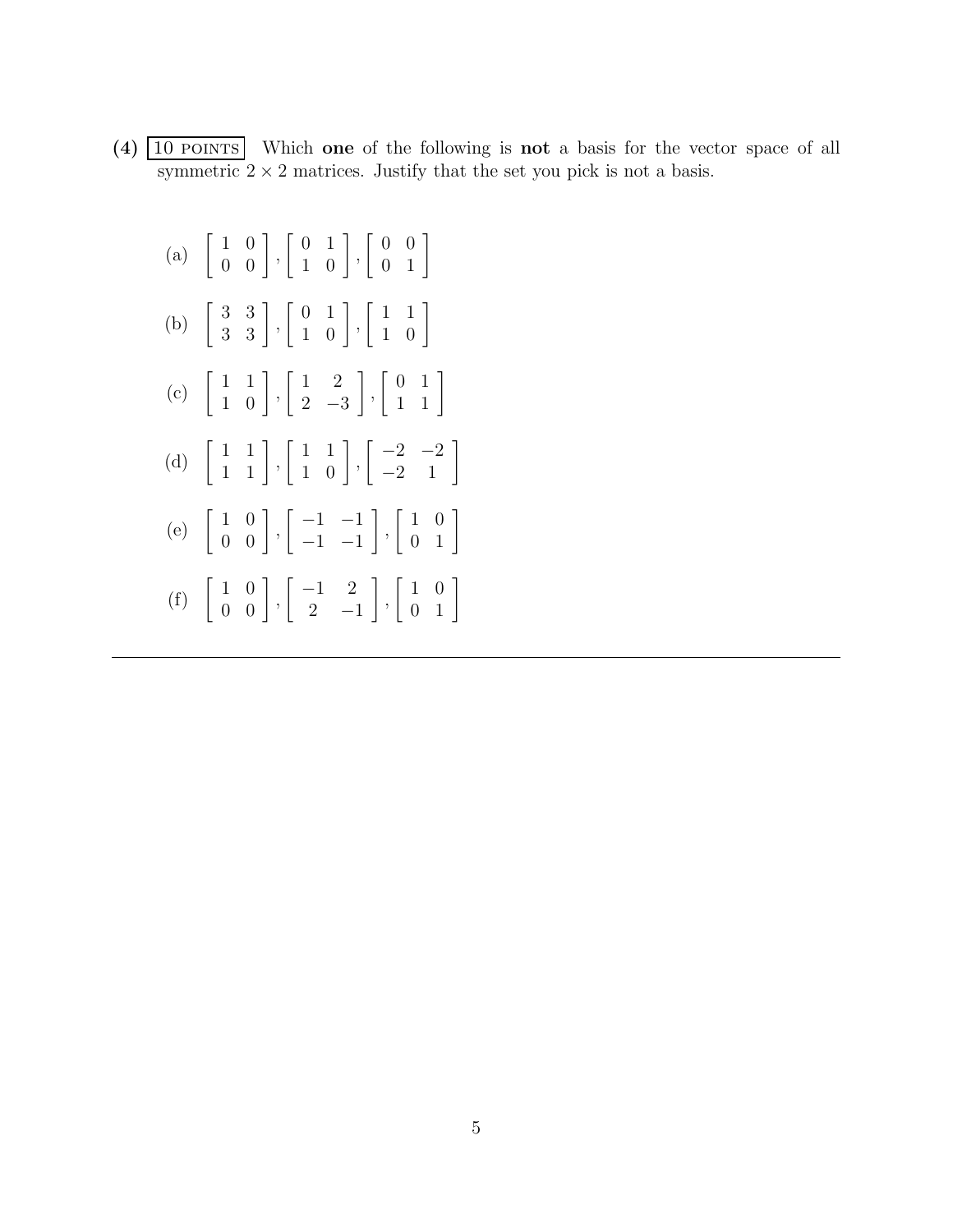**(4)** 10 POINTS Which **one** of the following is **not** a basis for the vector space of all symmetric $2 \times 2$ matrices. Justify that the set you pick is not a basis.

(a) $\begin{bmatrix} 1 & 0 \\ 0 & 0 \end{bmatrix}, \begin{bmatrix} 0 & 1 \\ 1 & 0 \end{bmatrix}, \begin{bmatrix} 0 & 0 \\ 0 & 1 \end{bmatrix}$

(b) $\begin{bmatrix} 3 & 3 \\ 3 & 3 \end{bmatrix}, \begin{bmatrix} 0 & 1 \\ 1 & 0 \end{bmatrix}, \begin{bmatrix} 1 & 1 \\ 1 & 0 \end{bmatrix}$

(c) $\begin{bmatrix} 1 & 1 \\ 1 & 0 \end{bmatrix}, \begin{bmatrix} 1 & 2 \\ 2 & -3 \end{bmatrix}, \begin{bmatrix} 0 & 1 \\ 1 & 1 \end{bmatrix}$

(d) $\begin{bmatrix} 1 & 1 \\ 1 & 1 \end{bmatrix}, \begin{bmatrix} 1 & 1 \\ 1 & 0 \end{bmatrix}, \begin{bmatrix} -2 & -2 \\ -2 & 1 \end{bmatrix}$

(e) $\begin{bmatrix} 1 & 0 \\ 0 & 0 \end{bmatrix}, \begin{bmatrix} -1 & -1 \\ -1 & -1 \end{bmatrix}, \begin{bmatrix} 1 & 0 \\ 0 & 1 \end{bmatrix}$

(f) $\begin{bmatrix} 1 & 0 \\ 0 & 0 \end{bmatrix}, \begin{bmatrix} -1 & 2 \\ 2 & -1 \end{bmatrix}, \begin{bmatrix} 1 & 0 \\ 0 & 1 \end{bmatrix}$

---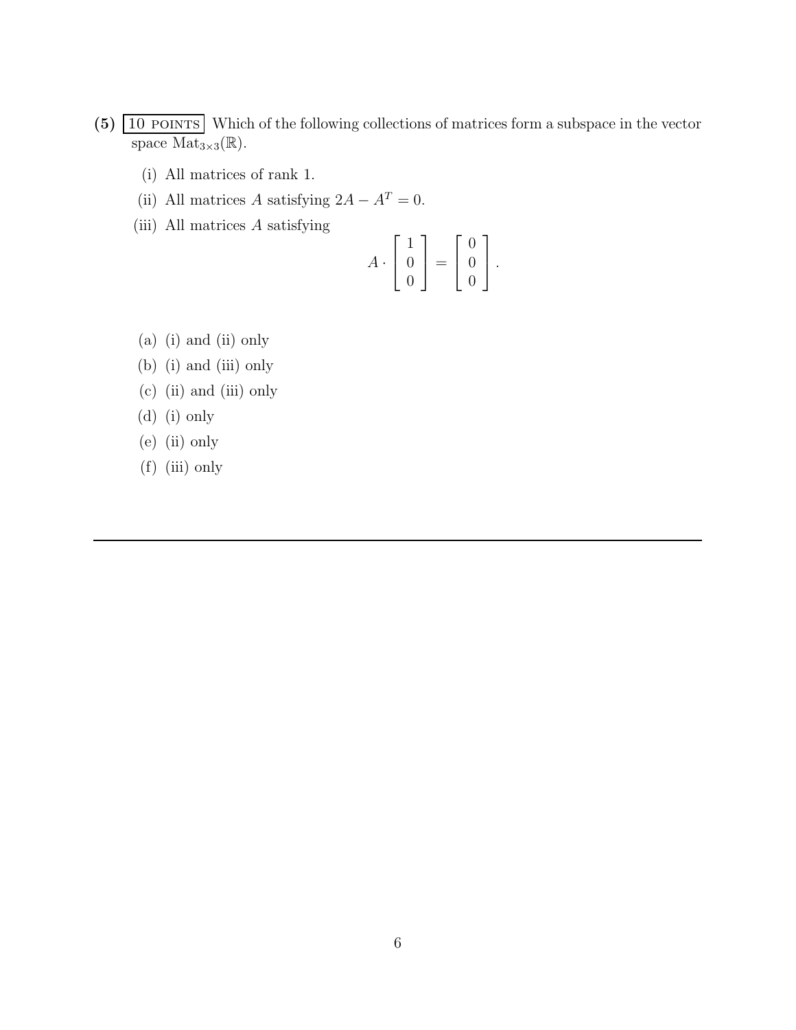**(5)** 10 POINTS Which of the following collections of matrices form a subspace in the vector space $\mathrm{Mat}_{3\times 3}(\mathbb{R})$.

(i) All matrices of rank 1.

(ii) All matrices $A$ satisfying $2A - A^T = 0$.

(iii) All matrices $A$ satisfying

$$A \cdot \begin{bmatrix} 1 \\ 0 \\ 0 \end{bmatrix} = \begin{bmatrix} 0 \\ 0 \\ 0 \end{bmatrix}.$$

(a) (i) and (ii) only

(b) (i) and (iii) only

(c) (ii) and (iii) only

(d) (i) only

(e) (ii) only

(f) (iii) only

---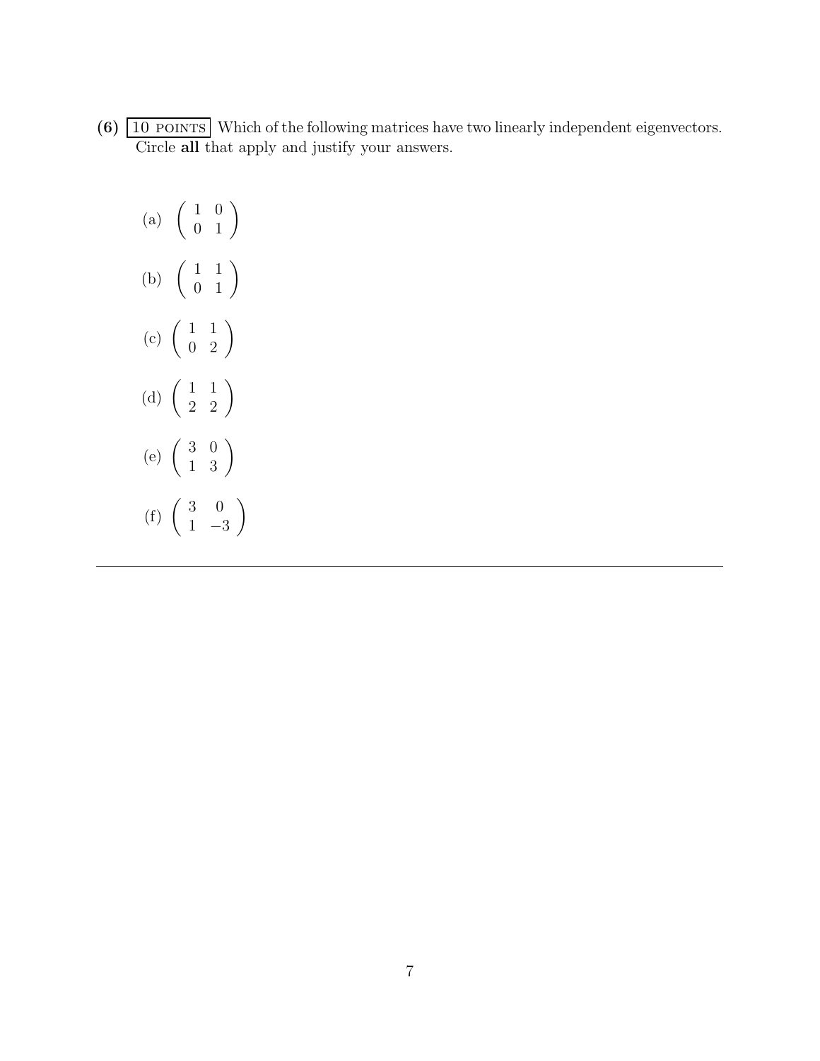**(6)** 10 POINTS Which of the following matrices have two linearly independent eigenvectors. Circle **all** that apply and justify your answers.

(a) $\begin{pmatrix} 1 & 0 \\ 0 & 1 \end{pmatrix}$

(b) $\begin{pmatrix} 1 & 1 \\ 0 & 1 \end{pmatrix}$

(c) $\begin{pmatrix} 1 & 1 \\ 0 & 2 \end{pmatrix}$

(d) $\begin{pmatrix} 1 & 1 \\ 2 & 2 \end{pmatrix}$

(e) $\begin{pmatrix} 3 & 0 \\ 1 & 3 \end{pmatrix}$

(f) $\begin{pmatrix} 3 & 0 \\ 1 & -3 \end{pmatrix}$

---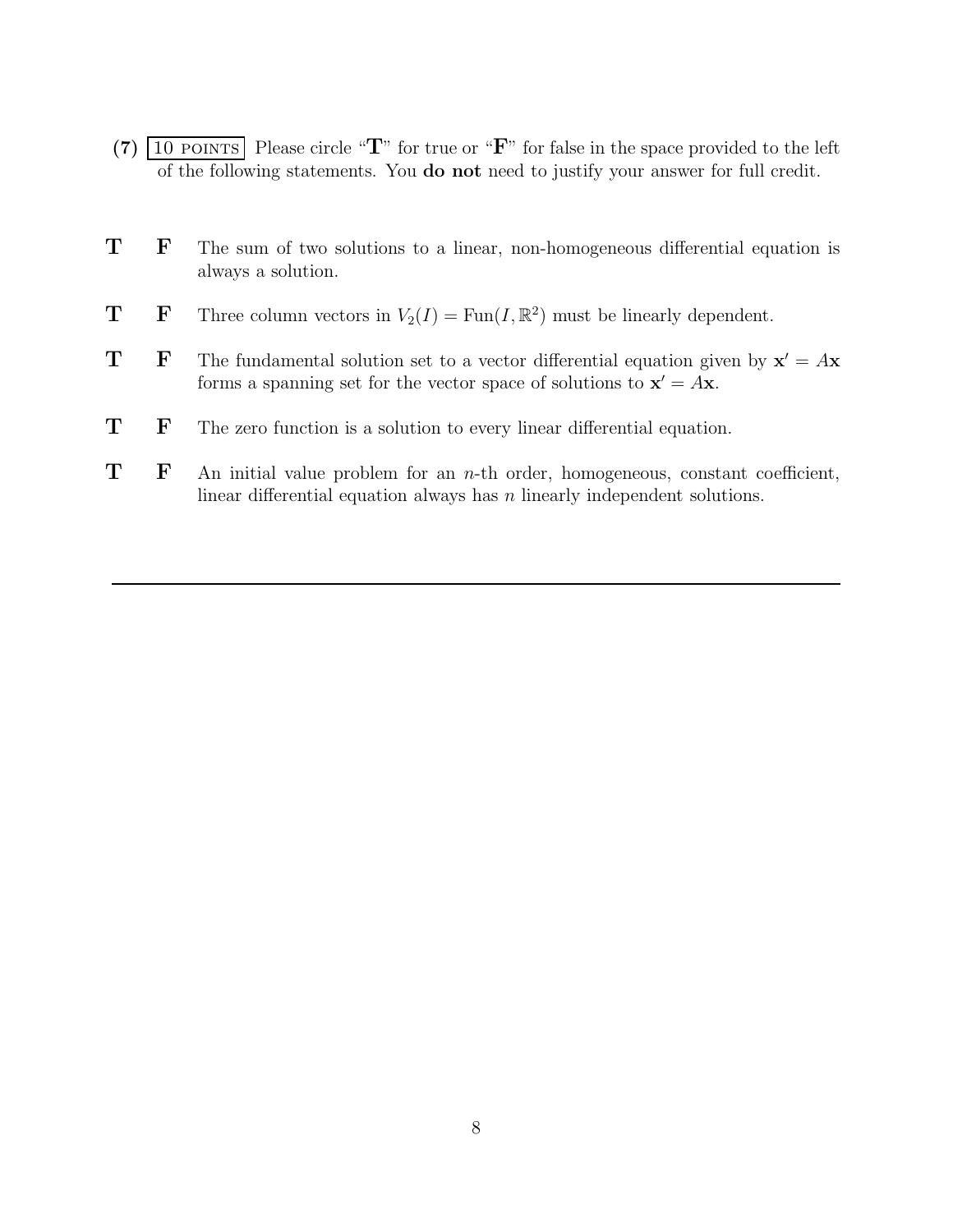**(7)** 10 POINTS Please circle "**T**" for true or "**F**" for false in the space provided to the left of the following statements. You **do not** need to justify your answer for full credit.

**T** **F** The sum of two solutions to a linear, non-homogeneous differential equation is always a solution.

**T** **F** Three column vectors in $V_2(I) = \text{Fun}(I, \mathbb{R}^2)$ must be linearly dependent.

**T** **F** The fundamental solution set to a vector differential equation given by $\mathbf{x}' = A\mathbf{x}$ forms a spanning set for the vector space of solutions to $\mathbf{x}' = A\mathbf{x}$.

**T** **F** The zero function is a solution to every linear differential equation.

**T** **F** An initial value problem for an $n$-th order, homogeneous, constant coefficient, linear differential equation always has $n$ linearly independent solutions.

---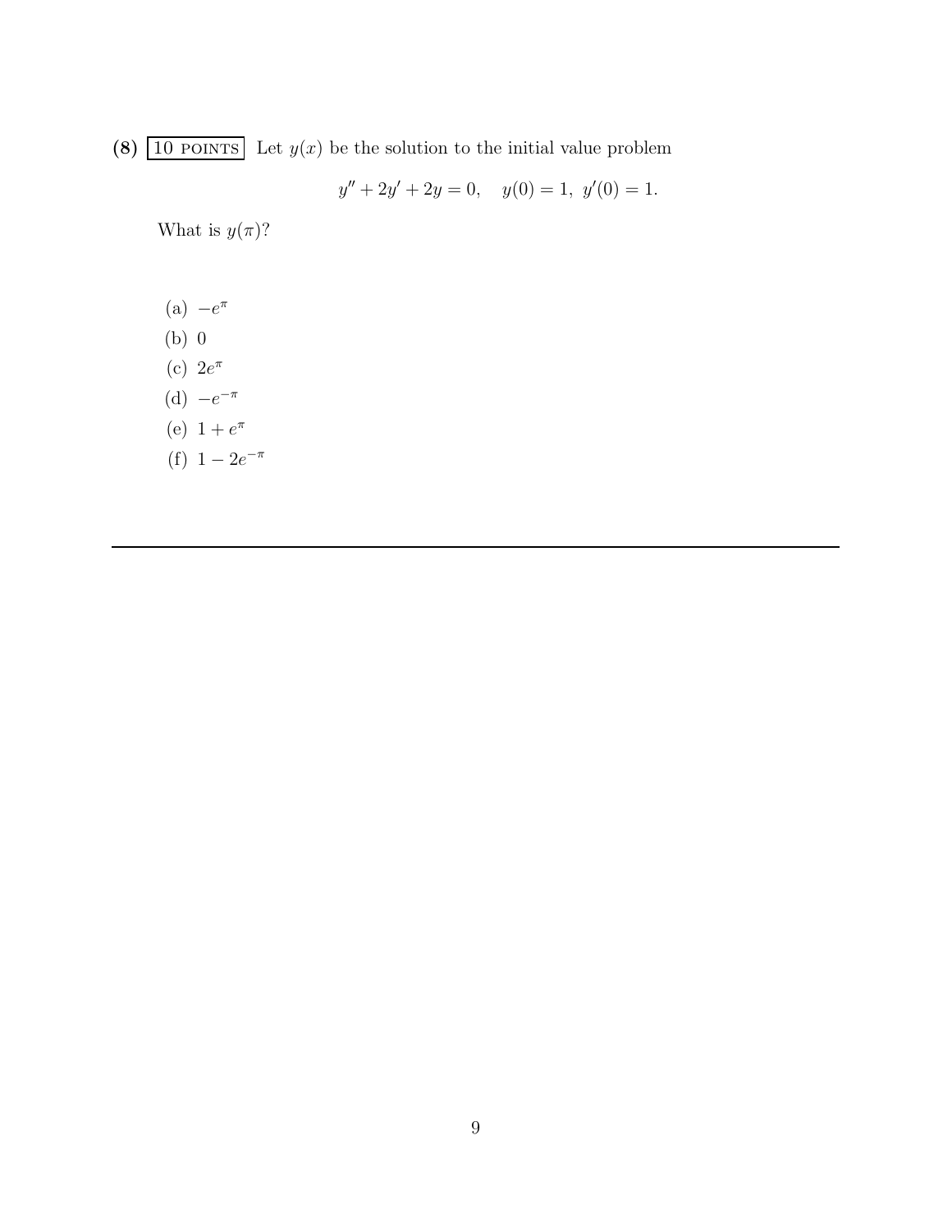**(8)** 10 POINTS Let $y(x)$ be the solution to the initial value problem

$$y'' + 2y' + 2y = 0, \quad y(0) = 1, \ y'(0) = 1.$$

What is $y(\pi)$?

(a) $-e^{\pi}$

(b) $0$

(c) $2e^{\pi}$

(d) $-e^{-\pi}$

(e) $1 + e^{\pi}$

(f) $1 - 2e^{-\pi}$

---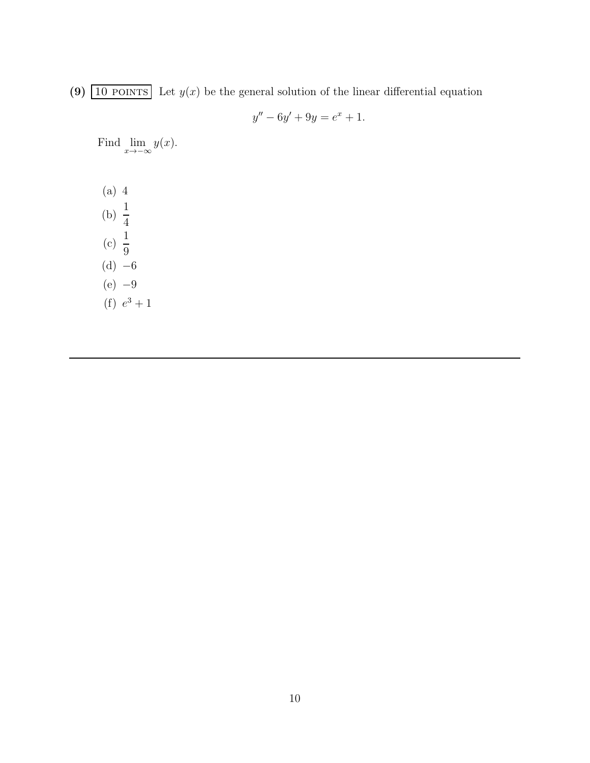**(9)** 10 POINTS Let $y(x)$ be the general solution of the linear differential equation

$$y'' - 6y' + 9y = e^x + 1.$$

Find $\lim_{x \to -\infty} y(x)$.

(a) $4$

(b) $\dfrac{1}{4}$

(c) $\dfrac{1}{9}$

(d) $-6$

(e) $-9$

(f) $e^3 + 1$

---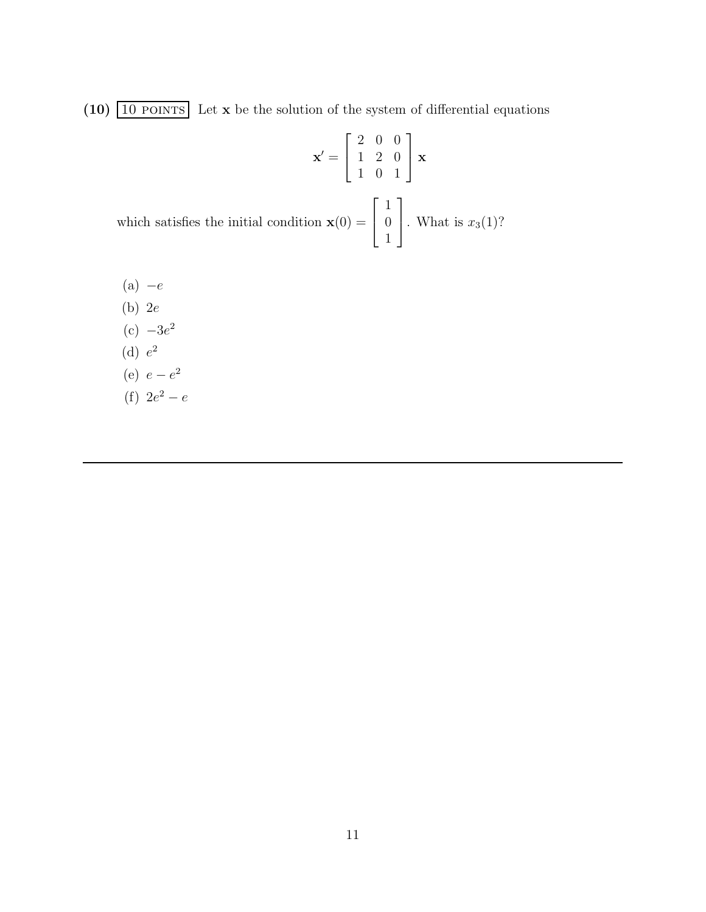**(10)** 10 POINTS Let $\mathbf{x}$ be the solution of the system of differential equations

$$\mathbf{x}' = \begin{bmatrix} 2 & 0 & 0 \\ 1 & 2 & 0 \\ 1 & 0 & 1 \end{bmatrix} \mathbf{x}$$

which satisfies the initial condition $\mathbf{x}(0) = \begin{bmatrix} 1 \\ 0 \\ 1 \end{bmatrix}$. What is $x_3(1)$?

(a) $-e$

(b) $2e$

(c) $-3e^2$

(d) $e^2$

(e) $e - e^2$

(f) $2e^2 - e$

---